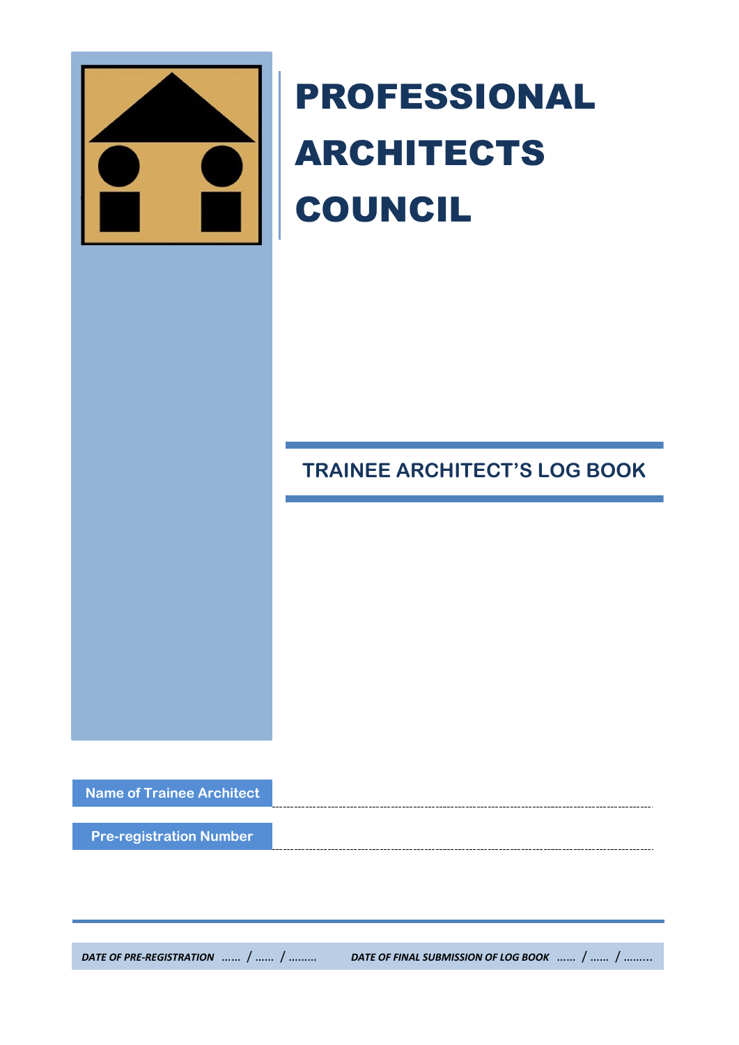# PROFESSIONAL ARCHITECTS COUNCIL

## TRAINEE ARCHITECT'S LOG BOOK

**Name of Trainee Architect** ..................................................................................................

**Pre-registration Number** ..................................................................................................

*DATE OF PRE-REGISTRATION …… / …… / ………*

*DATE OF FINAL SUBMISSION OF LOG BOOK …… / …… / ………*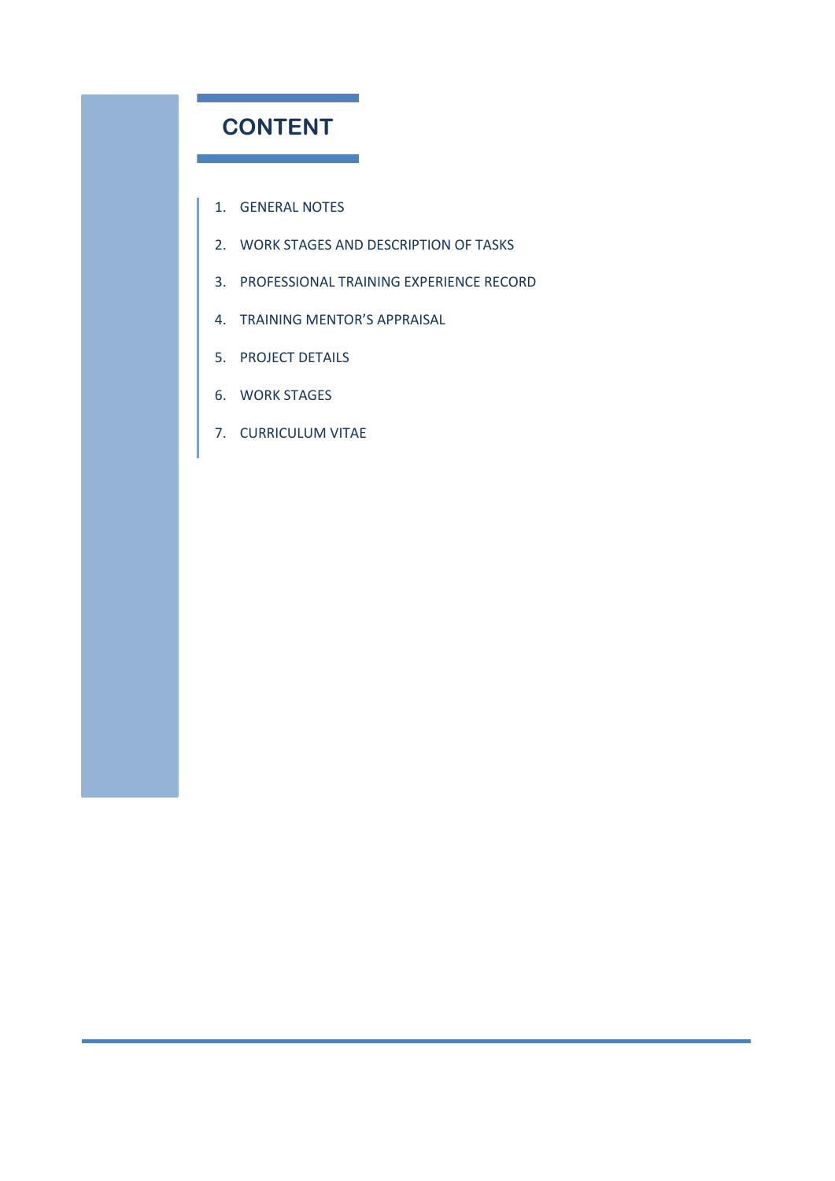# CONTENT

1. GENERAL NOTES
2. WORK STAGES AND DESCRIPTION OF TASKS
3. PROFESSIONAL TRAINING EXPERIENCE RECORD
4. TRAINING MENTOR'S APPRAISAL
5. PROJECT DETAILS
6. WORK STAGES
7. CURRICULUM VITAE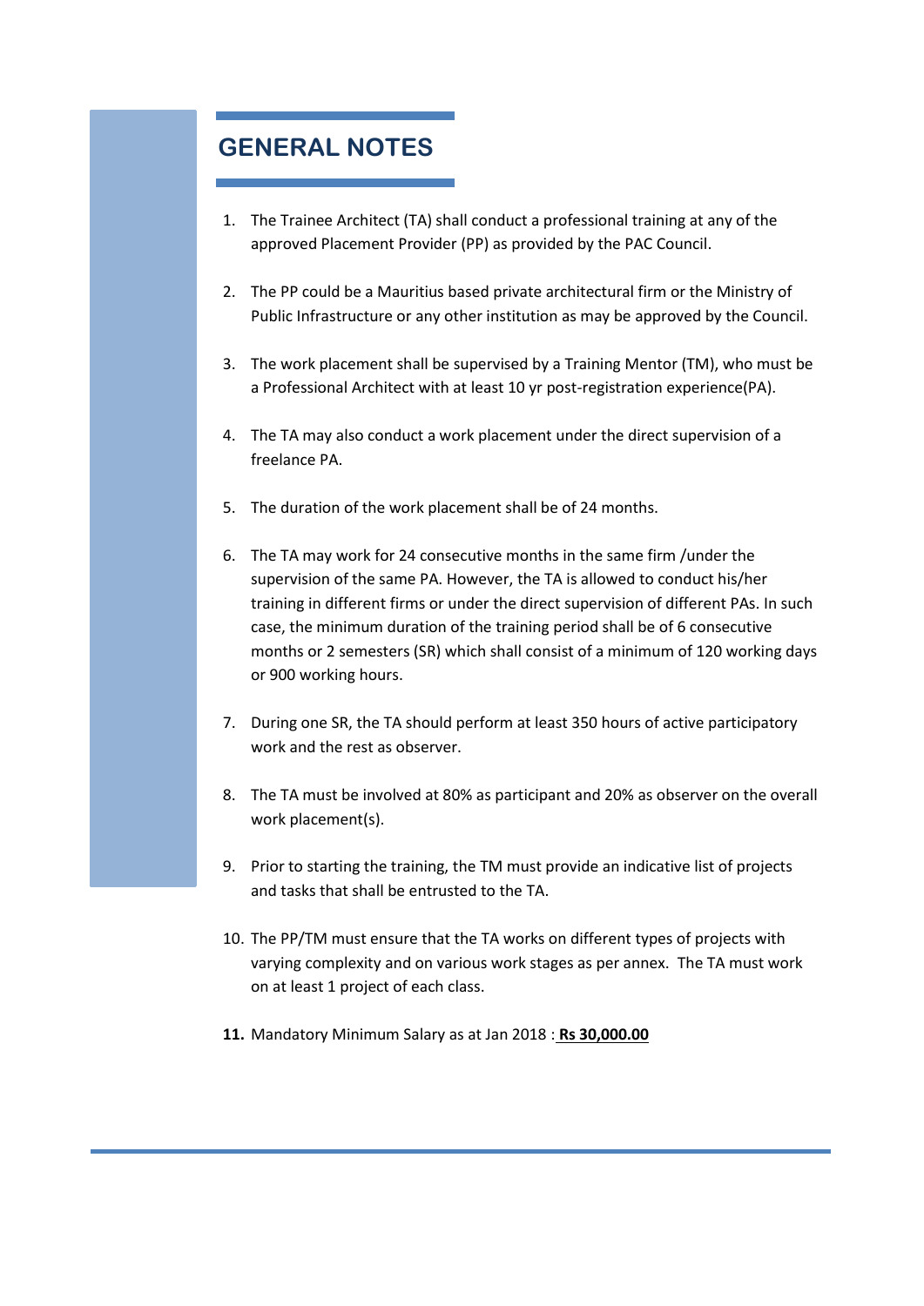## GENERAL NOTES

1. The Trainee Architect (TA) shall conduct a professional training at any of the approved Placement Provider (PP) as provided by the PAC Council.

2. The PP could be a Mauritius based private architectural firm or the Ministry of Public Infrastructure or any other institution as may be approved by the Council.

3. The work placement shall be supervised by a Training Mentor (TM), who must be a Professional Architect with at least 10 yr post-registration experience(PA).

4. The TA may also conduct a work placement under the direct supervision of a freelance PA.

5. The duration of the work placement shall be of 24 months.

6. The TA may work for 24 consecutive months in the same firm /under the supervision of the same PA. However, the TA is allowed to conduct his/her training in different firms or under the direct supervision of different PAs. In such case, the minimum duration of the training period shall be of 6 consecutive months or 2 semesters (SR) which shall consist of a minimum of 120 working days or 900 working hours.

7. During one SR, the TA should perform at least 350 hours of active participatory work and the rest as observer.

8. The TA must be involved at 80% as participant and 20% as observer on the overall work placement(s).

9. Prior to starting the training, the TM must provide an indicative list of projects and tasks that shall be entrusted to the TA.

10. The PP/TM must ensure that the TA works on different types of projects with varying complexity and on various work stages as per annex. The TA must work on at least 1 project of each class.

11. Mandatory Minimum Salary as at Jan 2018 : **Rs 30,000.00**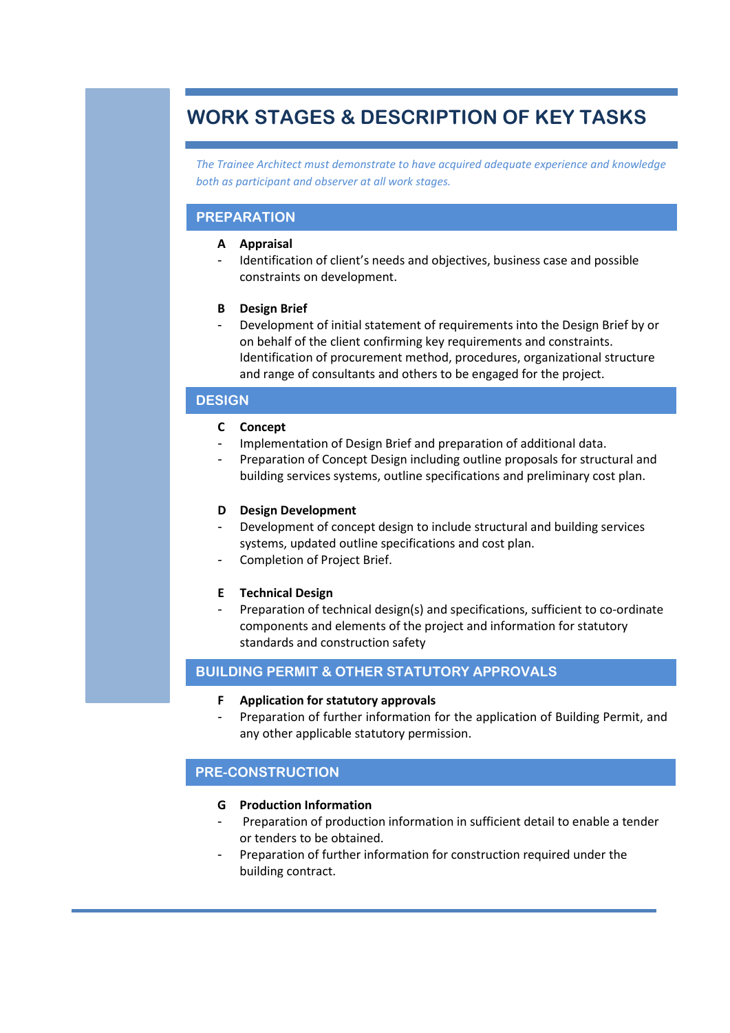# WORK STAGES & DESCRIPTION OF KEY TASKS

*The Trainee Architect must demonstrate to have acquired adequate experience and knowledge both as participant and observer at all work stages.*

## PREPARATION

**A Appraisal**

- Identification of client's needs and objectives, business case and possible constraints on development.

**B Design Brief**

- Development of initial statement of requirements into the Design Brief by or on behalf of the client confirming key requirements and constraints. Identification of procurement method, procedures, organizational structure and range of consultants and others to be engaged for the project.

## DESIGN

**C Concept**

- Implementation of Design Brief and preparation of additional data.
- Preparation of Concept Design including outline proposals for structural and building services systems, outline specifications and preliminary cost plan.

**D Design Development**

- Development of concept design to include structural and building services systems, updated outline specifications and cost plan.
- Completion of Project Brief.

**E Technical Design**

- Preparation of technical design(s) and specifications, sufficient to co-ordinate components and elements of the project and information for statutory standards and construction safety

## BUILDING PERMIT & OTHER STATUTORY APPROVALS

**F Application for statutory approvals**

- Preparation of further information for the application of Building Permit, and any other applicable statutory permission.

## PRE-CONSTRUCTION

**G Production Information**

- Preparation of production information in sufficient detail to enable a tender or tenders to be obtained.
- Preparation of further information for construction required under the building contract.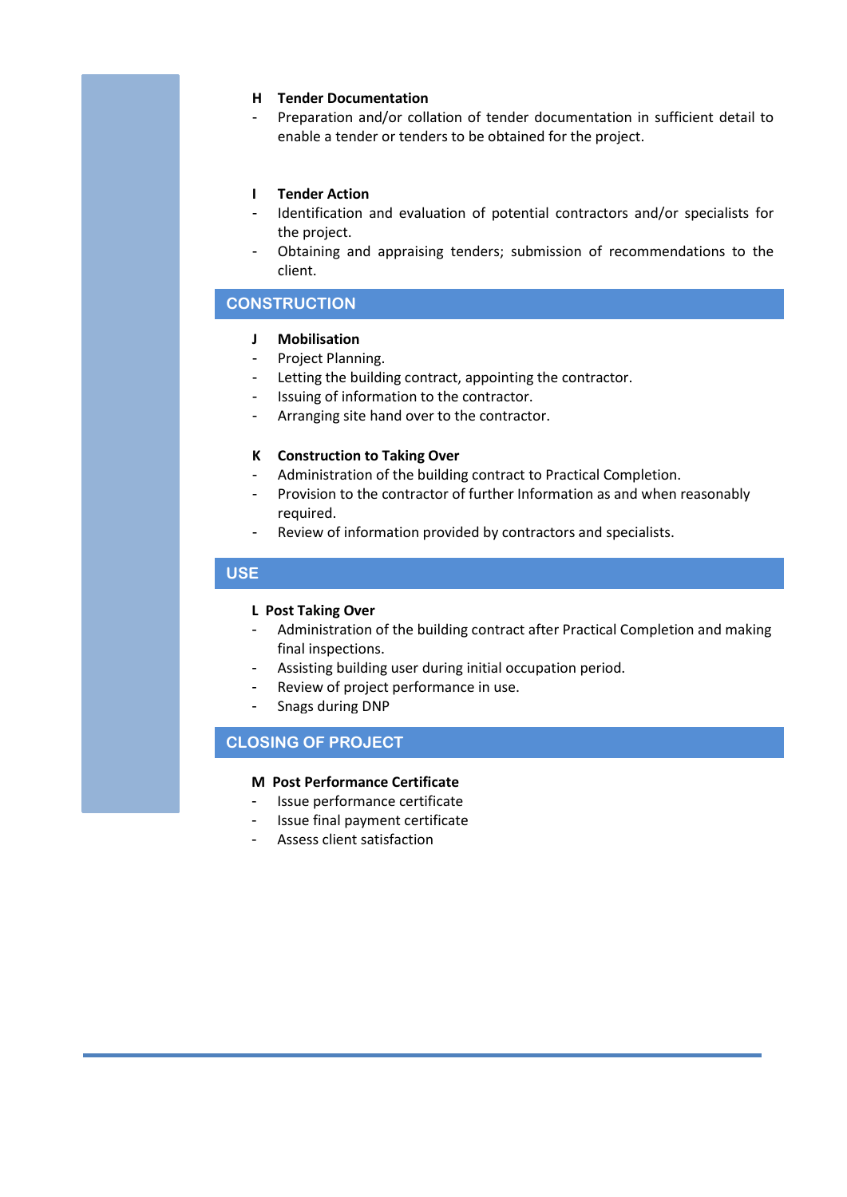**H Tender Documentation**

- Preparation and/or collation of tender documentation in sufficient detail to enable a tender or tenders to be obtained for the project.

**I Tender Action**

- Identification and evaluation of potential contractors and/or specialists for the project.
- Obtaining and appraising tenders; submission of recommendations to the client.

## CONSTRUCTION

**J Mobilisation**

- Project Planning.
- Letting the building contract, appointing the contractor.
- Issuing of information to the contractor.
- Arranging site hand over to the contractor.

**K Construction to Taking Over**

- Administration of the building contract to Practical Completion.
- Provision to the contractor of further Information as and when reasonably required.
- Review of information provided by contractors and specialists.

## USE

**L Post Taking Over**

- Administration of the building contract after Practical Completion and making final inspections.
- Assisting building user during initial occupation period.
- Review of project performance in use.
- Snags during DNP

## CLOSING OF PROJECT

**M Post Performance Certificate**

- Issue performance certificate
- Issue final payment certificate
- Assess client satisfaction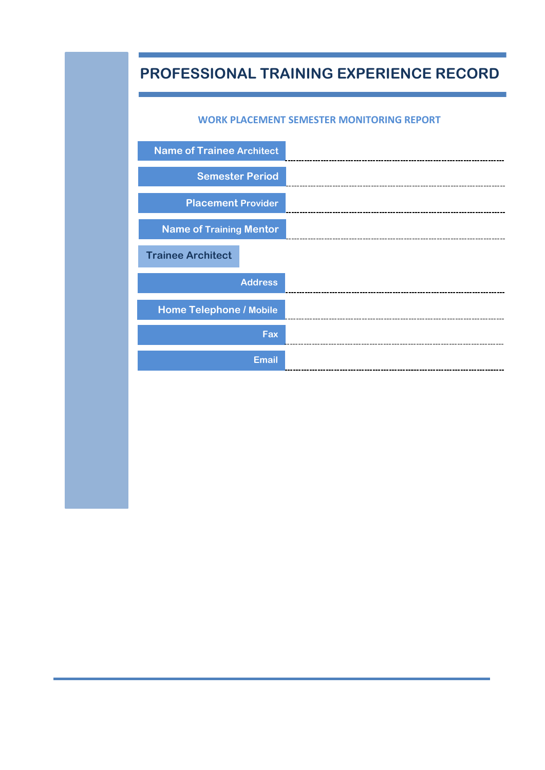# PROFESSIONAL TRAINING EXPERIENCE RECORD

## WORK PLACEMENT SEMESTER MONITORING REPORT

**Name of Trainee Architect** ..............................................................................

**Semester Period** ..............................................................................

**Placement Provider** ..............................................................................

**Name of Training Mentor** ..............................................................................

### Trainee Architect

**Address** ..............................................................................

**Home Telephone / Mobile** ..............................................................................

**Fax** ..............................................................................

**Email** ..............................................................................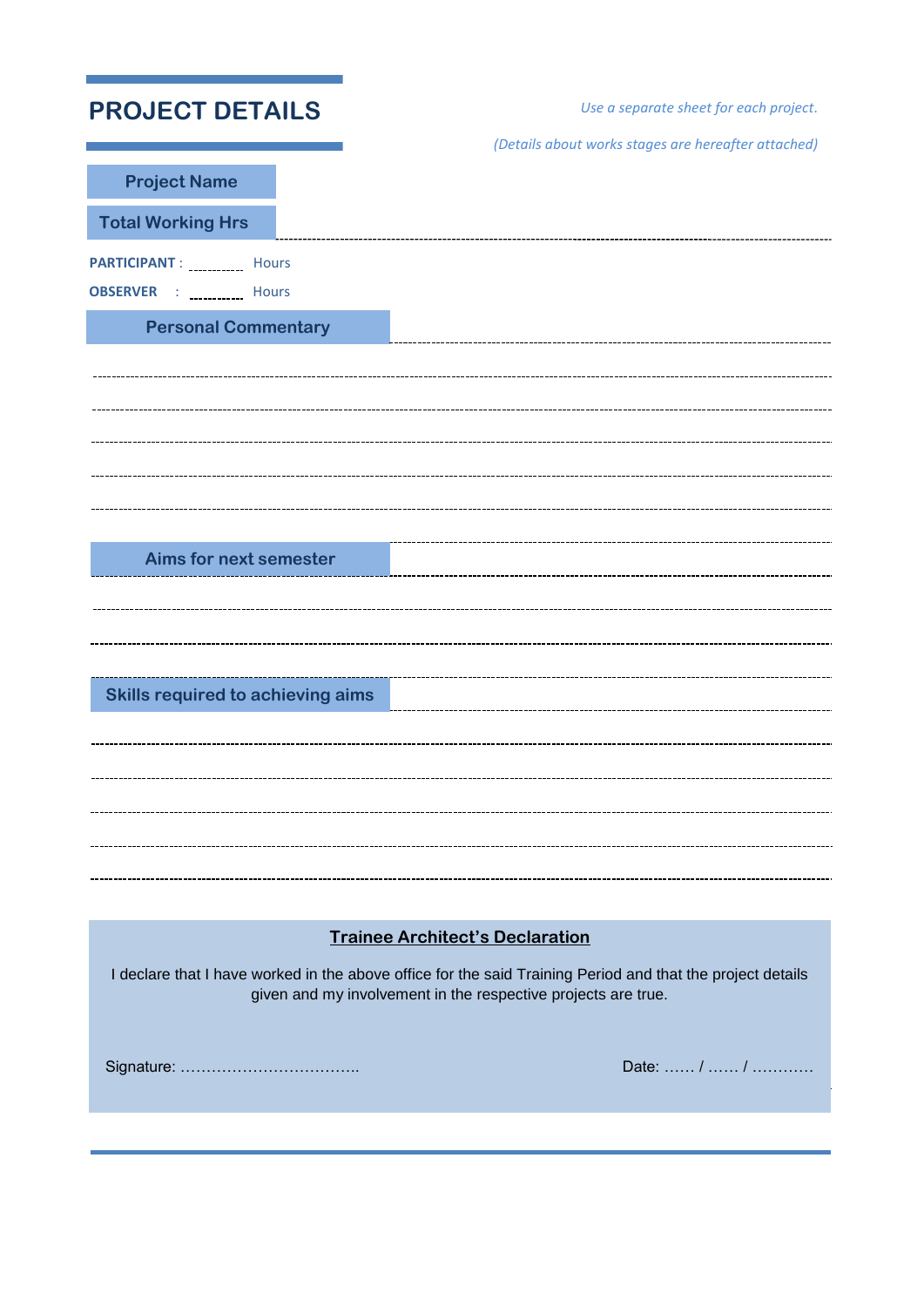## PROJECT DETAILS

*Use a separate sheet for each project.*

*(Details about works stages are hereafter attached)*

**Project Name**

**Total Working Hrs** ----------------------------------------------------------------------------------------------------

**PARTICIPANT** : ---------- Hours

**OBSERVER** : ---------- Hours

**Personal Commentary** ------------------------------------------------------------------------

------------------------------------------------------------------------------------------------------------

------------------------------------------------------------------------------------------------------------

------------------------------------------------------------------------------------------------------------

------------------------------------------------------------------------------------------------------------

------------------------------------------------------------------------------------------------------------

------------------------------------------------------------------------------------------------------------

**Aims for next semester** ------------------------------------------------------------------------

------------------------------------------------------------------------------------------------------------

------------------------------------------------------------------------------------------------------------

------------------------------------------------------------------------------------------------------------

**Skills required to achieving aims** ------------------------------------------------------------------------

------------------------------------------------------------------------------------------------------------

------------------------------------------------------------------------------------------------------------

------------------------------------------------------------------------------------------------------------

------------------------------------------------------------------------------------------------------------

------------------------------------------------------------------------------------------------------------

**Trainee Architect's Declaration**

I declare that I have worked in the above office for the said Training Period and that the project details given and my involvement in the respective projects are true.

Signature: ……………………………..

Date: …… / …… / …………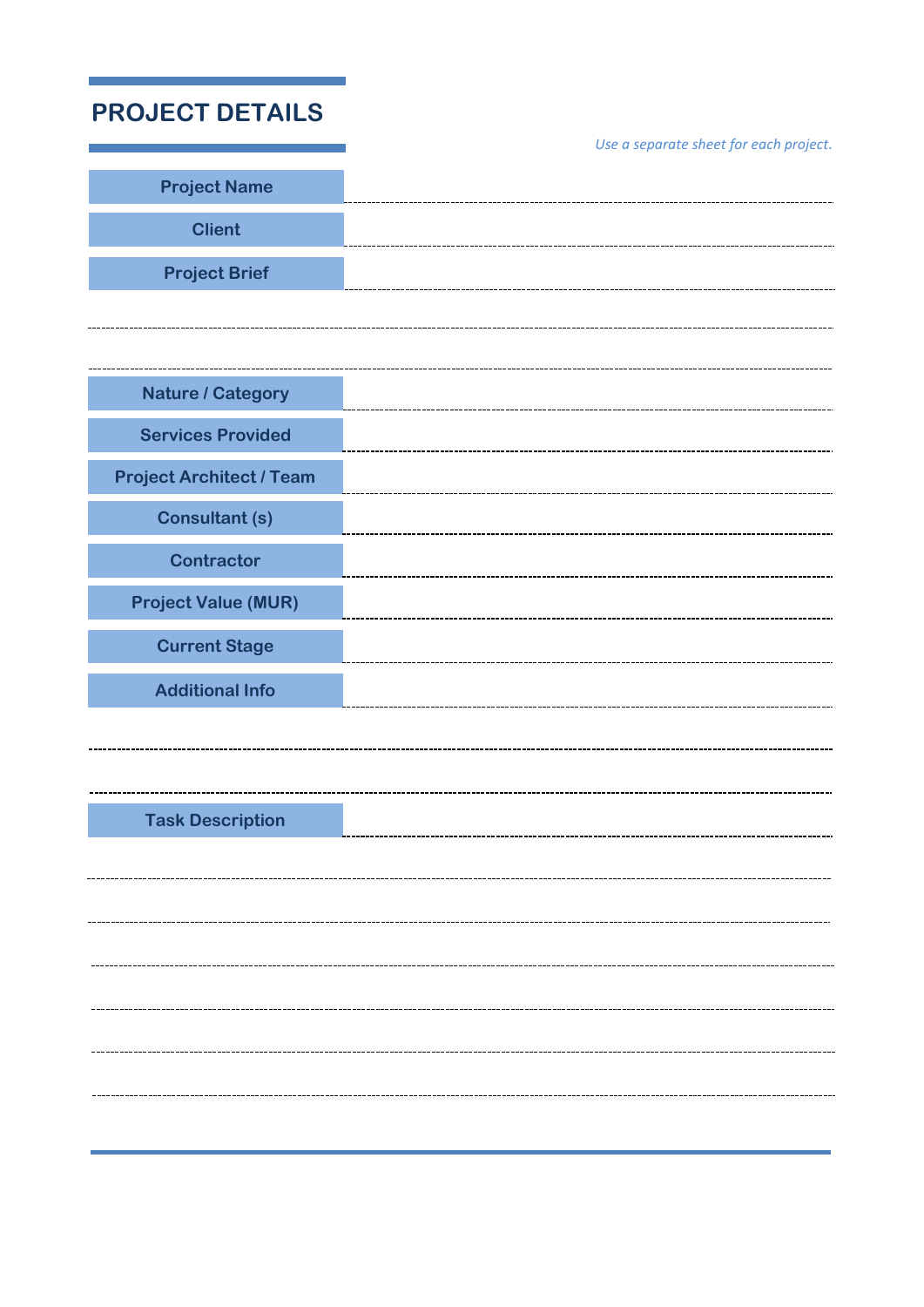# PROJECT DETAILS

*Use a separate sheet for each project.*

| | |
|---|---|
| **Project Name** | |
| **Client** | |
| **Project Brief** | |
| **Nature / Category** | |
| **Services Provided** | |
| **Project Architect / Team** | |
| **Consultant (s)** | |
| **Contractor** | |
| **Project Value (MUR)** | |
| **Current Stage** | |
| **Additional Info** | |
| **Task Description** | |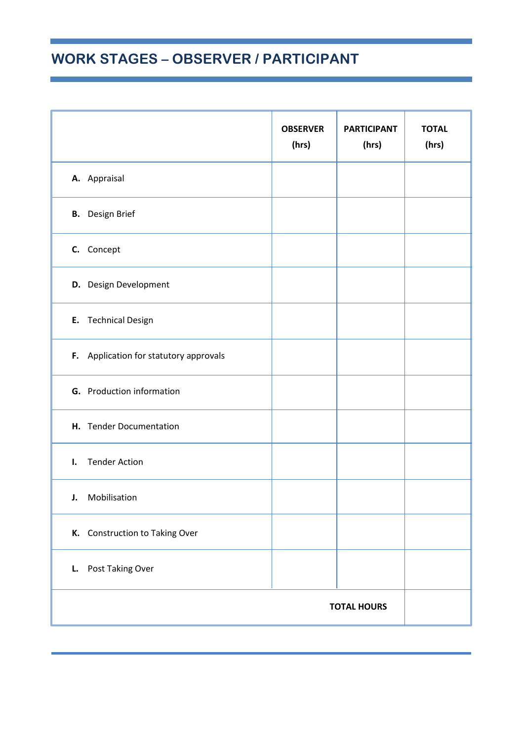# WORK STAGES – OBSERVER / PARTICIPANT

| | OBSERVER (hrs) | PARTICIPANT (hrs) | TOTAL (hrs) |
|---|---|---|---|
| **A.** Appraisal | | | |
| **B.** Design Brief | | | |
| **C.** Concept | | | |
| **D.** Design Development | | | |
| **E.** Technical Design | | | |
| **F.** Application for statutory approvals | | | |
| **G.** Production information | | | |
| **H.** Tender Documentation | | | |
| **I.** Tender Action | | | |
| **J.** Mobilisation | | | |
| **K.** Construction to Taking Over | | | |
| **L.** Post Taking Over | | | |
| | | **TOTAL HOURS** | |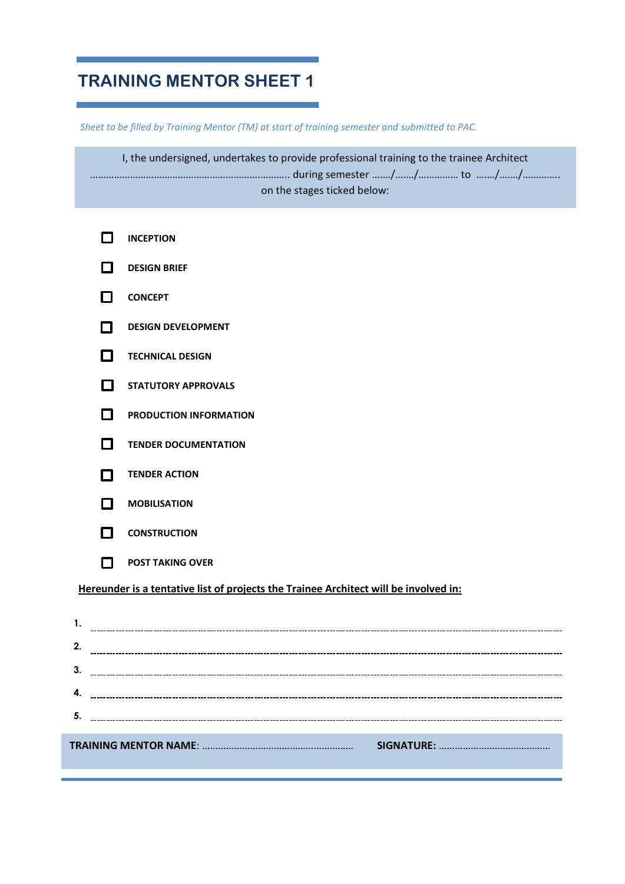# TRAINING MENTOR SHEET 1

*Sheet to be filled by Training Mentor (TM) at start of training semester and submitted to PAC.*

I, the undersigned, undertakes to provide professional training to the trainee Architect ………………………………………………………………….. during semester ……./……./…………… to ……/……./…………. on the stages ticked below:

- ☐ **INCEPTION**
- ☐ **DESIGN BRIEF**
- ☐ **CONCEPT**
- ☐ **DESIGN DEVELOPMENT**
- ☐ **TECHNICAL DESIGN**
- ☐ **STATUTORY APPROVALS**
- ☐ **PRODUCTION INFORMATION**
- ☐ **TENDER DOCUMENTATION**
- ☐ **TENDER ACTION**
- ☐ **MOBILISATION**
- ☐ **CONSTRUCTION**
- ☐ **POST TAKING OVER**

**Hereunder is a tentative list of projects the Trainee Architect will be involved in:**

1. ……………………………………………………………………………………………
2. ……………………………………………………………………………………………
3. ……………………………………………………………………………………………
4. ……………………………………………………………………………………………
5. ……………………………………………………………………………………………

**TRAINING MENTOR NAME**: ………………………………………………… **SIGNATURE:** ……………………………………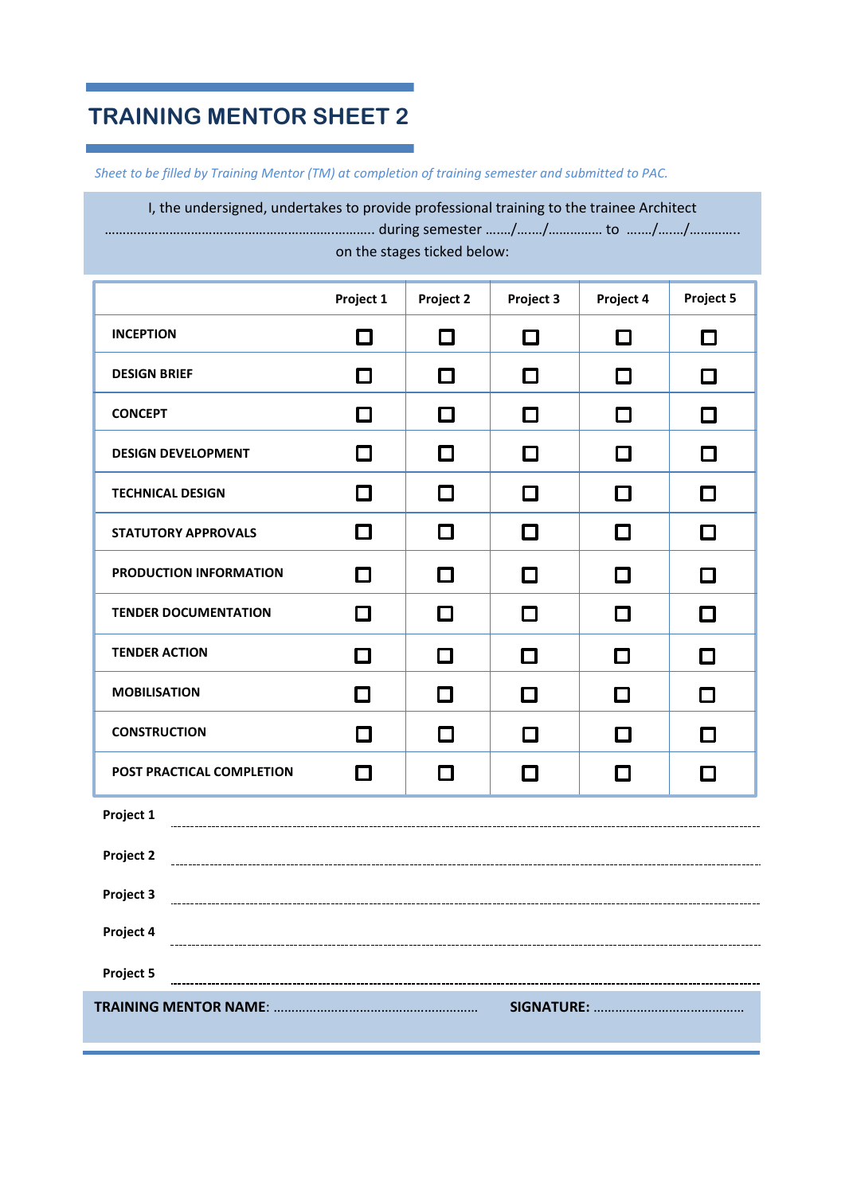# TRAINING MENTOR SHEET 2

*Sheet to be filled by Training Mentor (TM) at completion of training semester and submitted to PAC.*

I, the undersigned, undertakes to provide professional training to the trainee Architect ………………………………………………………………… during semester ……/……/………….. to ……/……/…………..
on the stages ticked below:

| | Project 1 | Project 2 | Project 3 | Project 4 | Project 5 |
|---|---|---|---|---|---|
| **INCEPTION** | ☐ | ☐ | ☐ | ☐ | ☐ |
| **DESIGN BRIEF** | ☐ | ☐ | ☐ | ☐ | ☐ |
| **CONCEPT** | ☐ | ☐ | ☐ | ☐ | ☐ |
| **DESIGN DEVELOPMENT** | ☐ | ☐ | ☐ | ☐ | ☐ |
| **TECHNICAL DESIGN** | ☐ | ☐ | ☐ | ☐ | ☐ |
| **STATUTORY APPROVALS** | ☐ | ☐ | ☐ | ☐ | ☐ |
| **PRODUCTION INFORMATION** | ☐ | ☐ | ☐ | ☐ | ☐ |
| **TENDER DOCUMENTATION** | ☐ | ☐ | ☐ | ☐ | ☐ |
| **TENDER ACTION** | ☐ | ☐ | ☐ | ☐ | ☐ |
| **MOBILISATION** | ☐ | ☐ | ☐ | ☐ | ☐ |
| **CONSTRUCTION** | ☐ | ☐ | ☐ | ☐ | ☐ |
| **POST PRACTICAL COMPLETION** | ☐ | ☐ | ☐ | ☐ | ☐ |

**Project 1** ------------------------------------------------------------------------------------------------

**Project 2** ------------------------------------------------------------------------------------------------

**Project 3** ------------------------------------------------------------------------------------------------

**Project 4** ------------------------------------------------------------------------------------------------

**Project 5** ------------------------------------------------------------------------------------------------

**TRAINING MENTOR NAME**: ………………………………………………… **SIGNATURE:** ……………………………………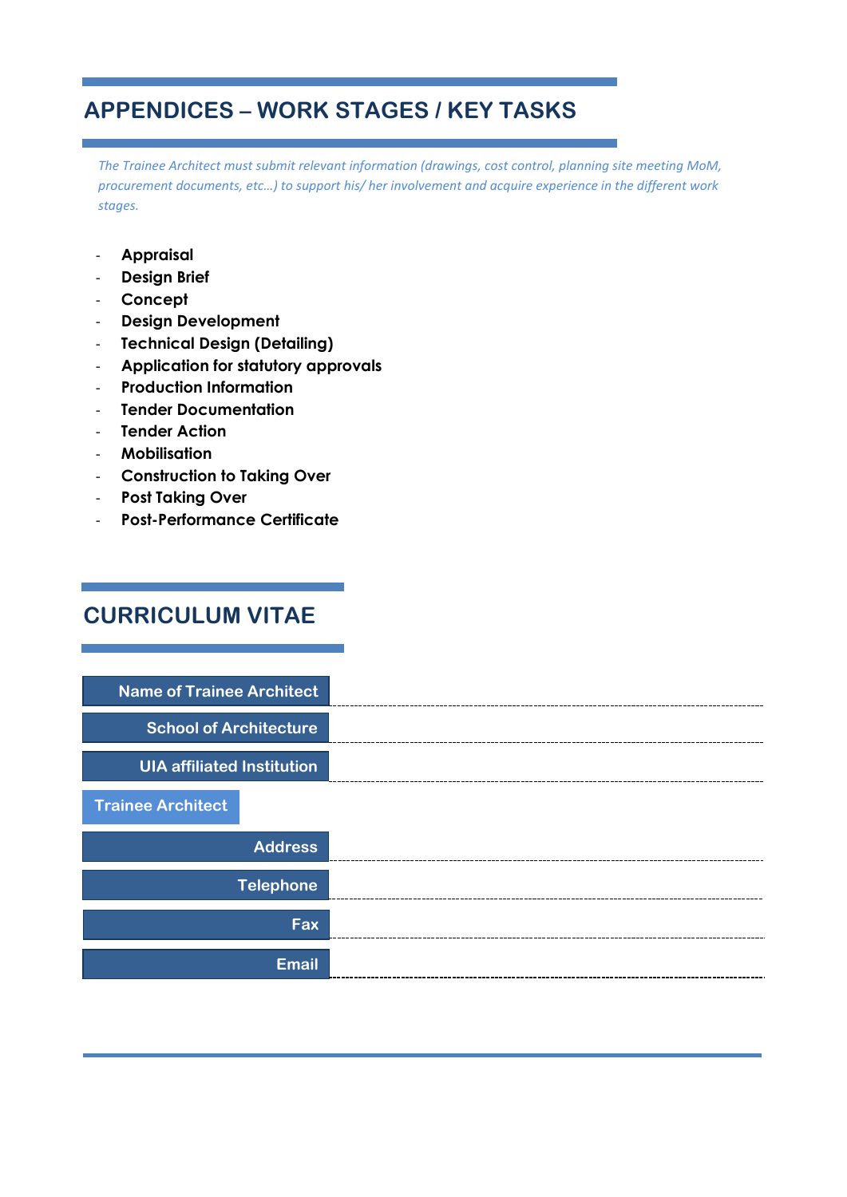## APPENDICES – WORK STAGES / KEY TASKS

*The Trainee Architect must submit relevant information (drawings, cost control, planning site meeting MoM, procurement documents, etc…) to support his/ her involvement and acquire experience in the different work stages.*

- **Appraisal**
- **Design Brief**
- **Concept**
- **Design Development**
- **Technical Design (Detailing)**
- **Application for statutory approvals**
- **Production Information**
- **Tender Documentation**
- **Tender Action**
- **Mobilisation**
- **Construction to Taking Over**
- **Post Taking Over**
- **Post-Performance Certificate**

## CURRICULUM VITAE

| | |
|---|---|
| **Name of Trainee Architect** | |
| **School of Architecture** | |
| **UIA affiliated Institution** | |

**Trainee Architect**

| | |
|---|---|
| **Address** | |
| **Telephone** | |
| **Fax** | |
| **Email** | |